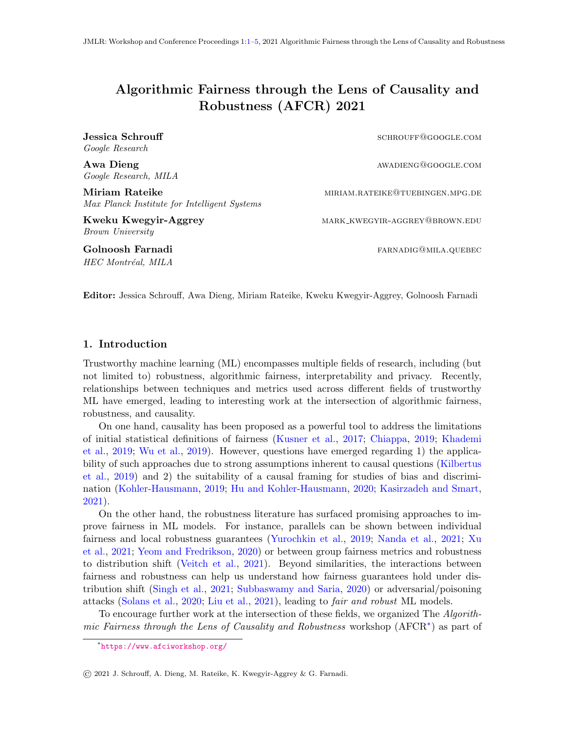# Algorithmic Fairness through the Lens of Causality and Robustness (AFCR) 2021

**Jessica Schrouff** SCHROUFF@GOOGLE.COM
*Google Research*

**Awa Dieng** AWADIENG@GOOGLE.COM
*Google Research, MILA*

**Miriam Rateike** MIRIAM.RATEIKE@TUEBINGEN.MPG.DE
*Max Planck Institute for Intelligent Systems*

**Kweku Kwegyir-Aggrey** MARK_KWEGYIR-AGGREY@BROWN.EDU
*Brown University*

**Golnoosh Farnadi** FARNADIG@MILA.QUEBEC
*HEC Montréal, MILA*

**Editor:** Jessica Schrouff, Awa Dieng, Miriam Rateike, Kweku Kwegyir-Aggrey, Golnoosh Farnadi

## 1. Introduction

Trustworthy machine learning (ML) encompasses multiple fields of research, including (but not limited to) robustness, algorithmic fairness, interpretability and privacy. Recently, relationships between techniques and metrics used across different fields of trustworthy ML have emerged, leading to interesting work at the intersection of algorithmic fairness, robustness, and causality.

On one hand, causality has been proposed as a powerful tool to address the limitations of initial statistical definitions of fairness (Kusner et al., 2017; Chiappa, 2019; Khademi et al., 2019; Wu et al., 2019). However, questions have emerged regarding 1) the applicability of such approaches due to strong assumptions inherent to causal questions (Kilbertus et al., 2019) and 2) the suitability of a causal framing for studies of bias and discrimination (Kohler-Hausmann, 2019; Hu and Kohler-Hausmann, 2020; Kasirzadeh and Smart, 2021).

On the other hand, the robustness literature has surfaced promising approaches to improve fairness in ML models. For instance, parallels can be shown between individual fairness and local robustness guarantees (Yurochkin et al., 2019; Nanda et al., 2021; Xu et al., 2021; Yeom and Fredrikson, 2020) or between group fairness metrics and robustness to distribution shift (Veitch et al., 2021). Beyond similarities, the interactions between fairness and robustness can help us understand how fairness guarantees hold under distribution shift (Singh et al., 2021; Subbaswamy and Saria, 2020) or adversarial/poisoning attacks (Solans et al., 2020; Liu et al., 2021), leading to *fair and robust* ML models.

To encourage further work at the intersection of these fields, we organized The *Algorithmic Fairness through the Lens of Causality and Robustness* workshop (AFCR*) as part of

*https://www.afciworkshop.org/

© 2021 J. Schrouff, A. Dieng, M. Rateike, K. Kwegyir-Aggrey & G. Farnadi.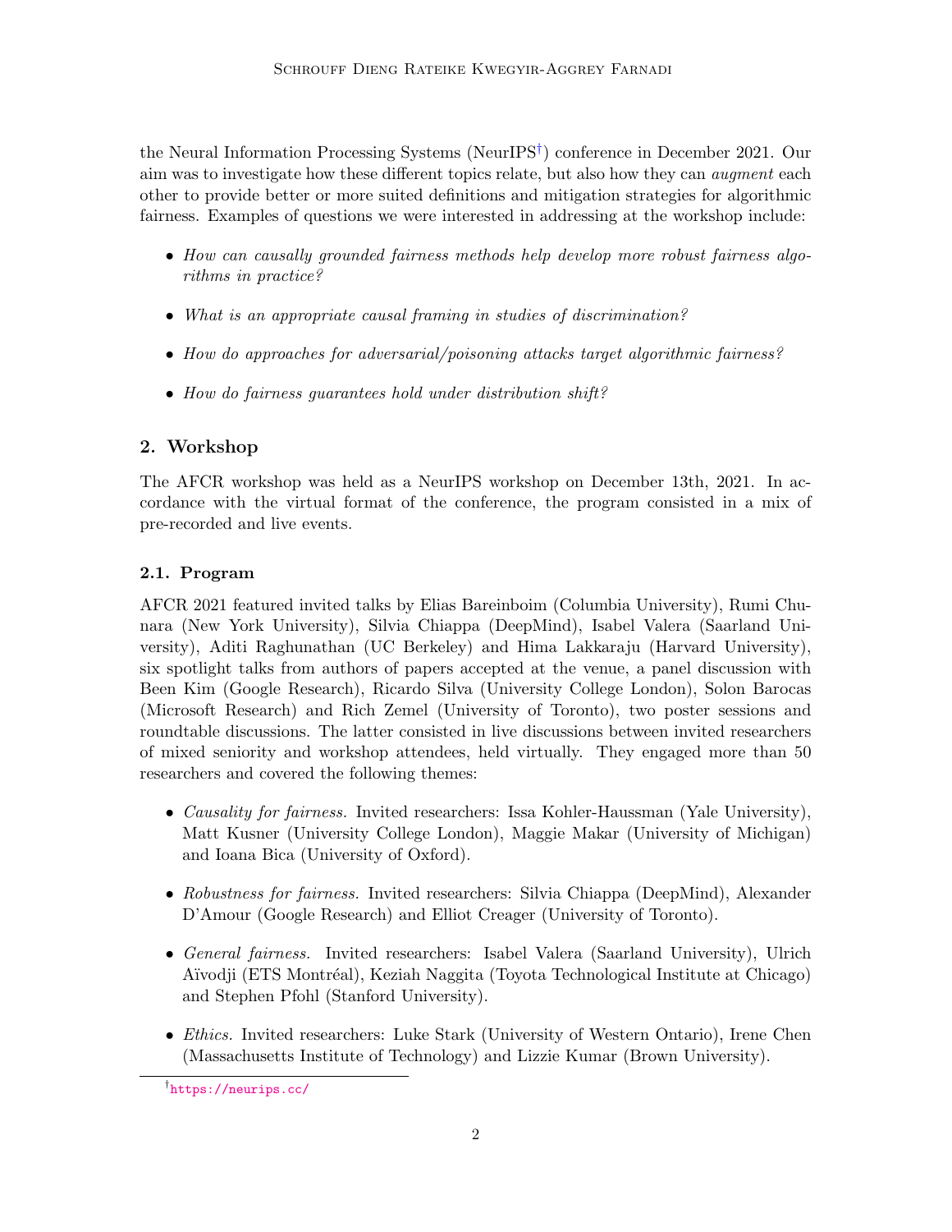the Neural Information Processing Systems (NeurIPS[†]) conference in December 2021. Our aim was to investigate how these different topics relate, but also how they can *augment* each other to provide better or more suited definitions and mitigation strategies for algorithmic fairness. Examples of questions we were interested in addressing at the workshop include:

- *How can causally grounded fairness methods help develop more robust fairness algorithms in practice?*
- *What is an appropriate causal framing in studies of discrimination?*
- *How do approaches for adversarial/poisoning attacks target algorithmic fairness?*
- *How do fairness guarantees hold under distribution shift?*

## 2. Workshop

The AFCR workshop was held as a NeurIPS workshop on December 13th, 2021. In accordance with the virtual format of the conference, the program consisted in a mix of pre-recorded and live events.

### 2.1. Program

AFCR 2021 featured invited talks by Elias Bareinboim (Columbia University), Rumi Chunara (New York University), Silvia Chiappa (DeepMind), Isabel Valera (Saarland University), Aditi Raghunathan (UC Berkeley) and Hima Lakkaraju (Harvard University), six spotlight talks from authors of papers accepted at the venue, a panel discussion with Been Kim (Google Research), Ricardo Silva (University College London), Solon Barocas (Microsoft Research) and Rich Zemel (University of Toronto), two poster sessions and roundtable discussions. The latter consisted in live discussions between invited researchers of mixed seniority and workshop attendees, held virtually. They engaged more than 50 researchers and covered the following themes:

- *Causality for fairness.* Invited researchers: Issa Kohler-Haussman (Yale University), Matt Kusner (University College London), Maggie Makar (University of Michigan) and Ioana Bica (University of Oxford).
- *Robustness for fairness.* Invited researchers: Silvia Chiappa (DeepMind), Alexander D'Amour (Google Research) and Elliot Creager (University of Toronto).
- *General fairness.* Invited researchers: Isabel Valera (Saarland University), Ulrich Aïvodji (ETS Montréal), Keziah Naggita (Toyota Technological Institute at Chicago) and Stephen Pfohl (Stanford University).
- *Ethics.* Invited researchers: Luke Stark (University of Western Ontario), Irene Chen (Massachusetts Institute of Technology) and Lizzie Kumar (Brown University).

[†] https://neurips.cc/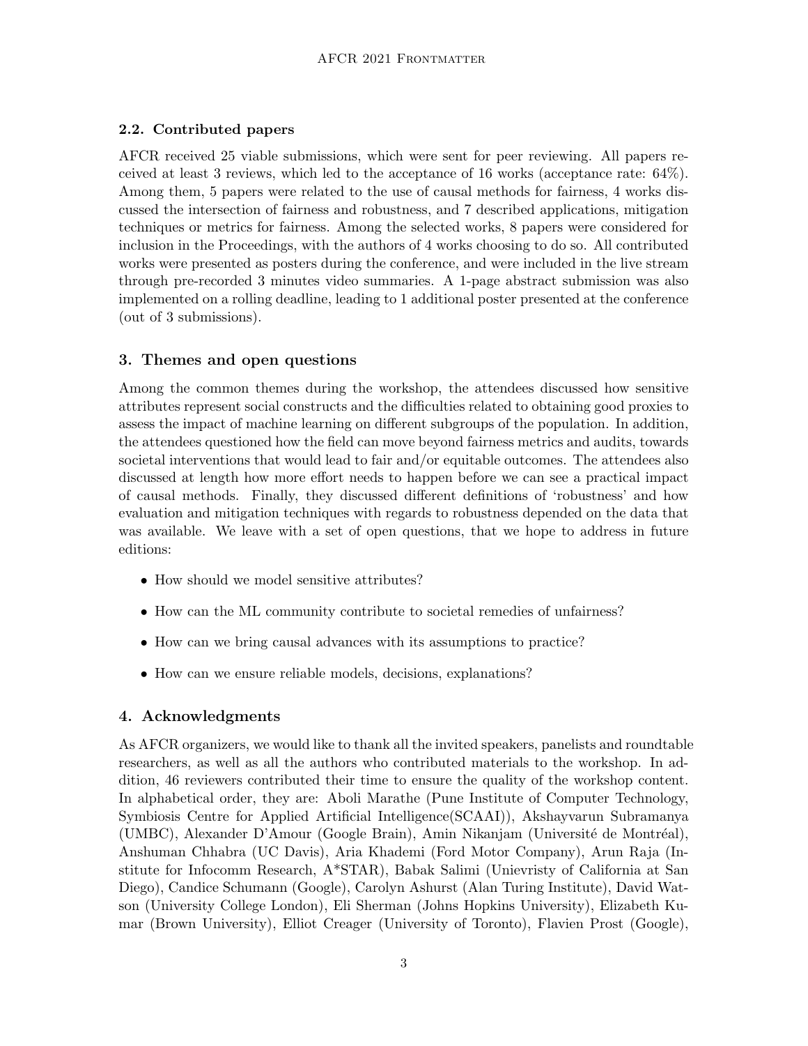### 2.2. Contributed papers

AFCR received 25 viable submissions, which were sent for peer reviewing. All papers received at least 3 reviews, which led to the acceptance of 16 works (acceptance rate: 64%). Among them, 5 papers were related to the use of causal methods for fairness, 4 works discussed the intersection of fairness and robustness, and 7 described applications, mitigation techniques or metrics for fairness. Among the selected works, 8 papers were considered for inclusion in the Proceedings, with the authors of 4 works choosing to do so. All contributed works were presented as posters during the conference, and were included in the live stream through pre-recorded 3 minutes video summaries. A 1-page abstract submission was also implemented on a rolling deadline, leading to 1 additional poster presented at the conference (out of 3 submissions).

## 3. Themes and open questions

Among the common themes during the workshop, the attendees discussed how sensitive attributes represent social constructs and the difficulties related to obtaining good proxies to assess the impact of machine learning on different subgroups of the population. In addition, the attendees questioned how the field can move beyond fairness metrics and audits, towards societal interventions that would lead to fair and/or equitable outcomes. The attendees also discussed at length how more effort needs to happen before we can see a practical impact of causal methods. Finally, they discussed different definitions of 'robustness' and how evaluation and mitigation techniques with regards to robustness depended on the data that was available. We leave with a set of open questions, that we hope to address in future editions:

- How should we model sensitive attributes?
- How can the ML community contribute to societal remedies of unfairness?
- How can we bring causal advances with its assumptions to practice?
- How can we ensure reliable models, decisions, explanations?

## 4. Acknowledgments

As AFCR organizers, we would like to thank all the invited speakers, panelists and roundtable researchers, as well as all the authors who contributed materials to the workshop. In addition, 46 reviewers contributed their time to ensure the quality of the workshop content. In alphabetical order, they are: Aboli Marathe (Pune Institute of Computer Technology, Symbiosis Centre for Applied Artificial Intelligence(SCAAI)), Akshayvarun Subramanya (UMBC), Alexander D'Amour (Google Brain), Amin Nikanjam (Université de Montréal), Anshuman Chhabra (UC Davis), Aria Khademi (Ford Motor Company), Arun Raja (Institute for Infocomm Research, A*STAR), Babak Salimi (Unievristy of California at San Diego), Candice Schumann (Google), Carolyn Ashurst (Alan Turing Institute), David Watson (University College London), Eli Sherman (Johns Hopkins University), Elizabeth Kumar (Brown University), Elliot Creager (University of Toronto), Flavien Prost (Google),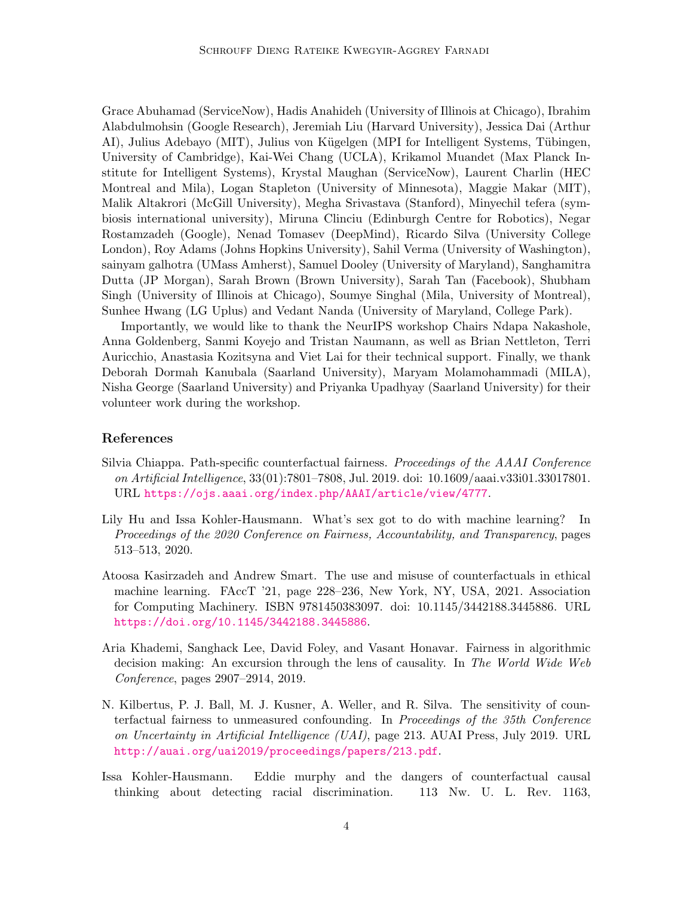Grace Abuhamad (ServiceNow), Hadis Anahideh (University of Illinois at Chicago), Ibrahim Alabdulmohsin (Google Research), Jeremiah Liu (Harvard University), Jessica Dai (Arthur AI), Julius Adebayo (MIT), Julius von Kügelgen (MPI for Intelligent Systems, Tübingen, University of Cambridge), Kai-Wei Chang (UCLA), Krikamol Muandet (Max Planck Institute for Intelligent Systems), Krystal Maughan (ServiceNow), Laurent Charlin (HEC Montreal and Mila), Logan Stapleton (University of Minnesota), Maggie Makar (MIT), Malik Altakrori (McGill University), Megha Srivastava (Stanford), Minyechil tefera (symbiosis international university), Miruna Clinciu (Edinburgh Centre for Robotics), Negar Rostamzadeh (Google), Nenad Tomasev (DeepMind), Ricardo Silva (University College London), Roy Adams (Johns Hopkins University), Sahil Verma (University of Washington), sainyam galhotra (UMass Amherst), Samuel Dooley (University of Maryland), Sanghamitra Dutta (JP Morgan), Sarah Brown (Brown University), Sarah Tan (Facebook), Shubham Singh (University of Illinois at Chicago), Soumye Singhal (Mila, University of Montreal), Sunhee Hwang (LG Uplus) and Vedant Nanda (University of Maryland, College Park).

Importantly, we would like to thank the NeurIPS workshop Chairs Ndapa Nakashole, Anna Goldenberg, Sanmi Koyejo and Tristan Naumann, as well as Brian Nettleton, Terri Auricchio, Anastasia Kozitsyna and Viet Lai for their technical support. Finally, we thank Deborah Dormah Kanubala (Saarland University), Maryam Molamohammadi (MILA), Nisha George (Saarland University) and Priyanka Upadhyay (Saarland University) for their volunteer work during the workshop.

## References

Silvia Chiappa. Path-specific counterfactual fairness. *Proceedings of the AAAI Conference on Artificial Intelligence*, 33(01):7801–7808, Jul. 2019. doi: 10.1609/aaai.v33i01.33017801. URL https://ojs.aaai.org/index.php/AAAI/article/view/4777.

Lily Hu and Issa Kohler-Hausmann. What's sex got to do with machine learning? In *Proceedings of the 2020 Conference on Fairness, Accountability, and Transparency*, pages 513–513, 2020.

Atoosa Kasirzadeh and Andrew Smart. The use and misuse of counterfactuals in ethical machine learning. FAccT '21, page 228–236, New York, NY, USA, 2021. Association for Computing Machinery. ISBN 9781450383097. doi: 10.1145/3442188.3445886. URL https://doi.org/10.1145/3442188.3445886.

Aria Khademi, Sanghack Lee, David Foley, and Vasant Honavar. Fairness in algorithmic decision making: An excursion through the lens of causality. In *The World Wide Web Conference*, pages 2907–2914, 2019.

N. Kilbertus, P. J. Ball, M. J. Kusner, A. Weller, and R. Silva. The sensitivity of counterfactual fairness to unmeasured confounding. In *Proceedings of the 35th Conference on Uncertainty in Artificial Intelligence (UAI)*, page 213. AUAI Press, July 2019. URL http://auai.org/uai2019/proceedings/papers/213.pdf.

Issa Kohler-Hausmann. Eddie murphy and the dangers of counterfactual causal thinking about detecting racial discrimination. 113 Nw. U. L. Rev. 1163,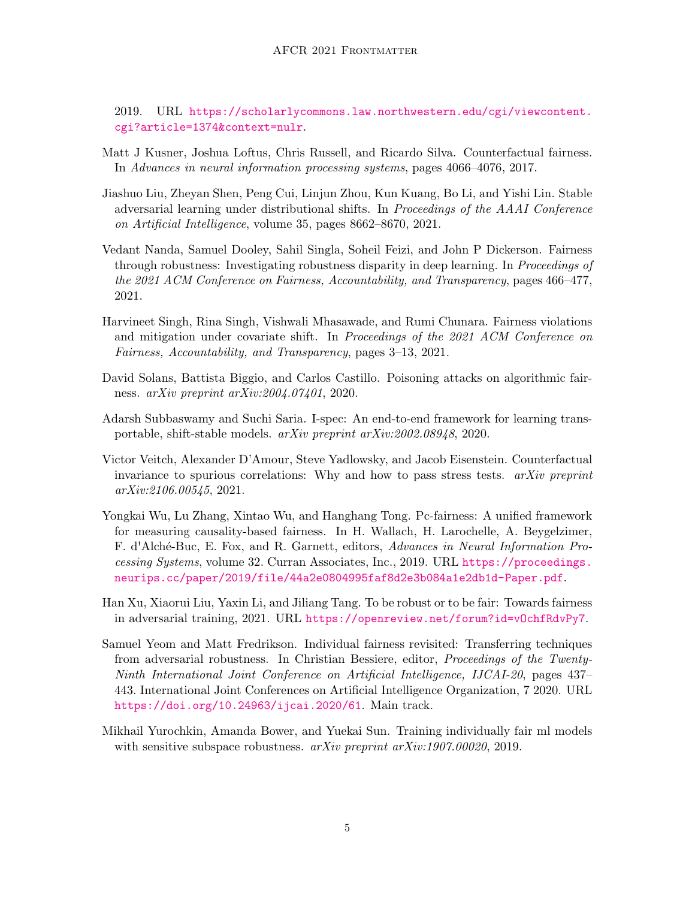2019. URL https://scholarlycommons.law.northwestern.edu/cgi/viewcontent.cgi?article=1374&context=nulr.

Matt J Kusner, Joshua Loftus, Chris Russell, and Ricardo Silva. Counterfactual fairness. In *Advances in neural information processing systems*, pages 4066–4076, 2017.

Jiashuo Liu, Zheyan Shen, Peng Cui, Linjun Zhou, Kun Kuang, Bo Li, and Yishi Lin. Stable adversarial learning under distributional shifts. In *Proceedings of the AAAI Conference on Artificial Intelligence*, volume 35, pages 8662–8670, 2021.

Vedant Nanda, Samuel Dooley, Sahil Singla, Soheil Feizi, and John P Dickerson. Fairness through robustness: Investigating robustness disparity in deep learning. In *Proceedings of the 2021 ACM Conference on Fairness, Accountability, and Transparency*, pages 466–477, 2021.

Harvineet Singh, Rina Singh, Vishwali Mhasawade, and Rumi Chunara. Fairness violations and mitigation under covariate shift. In *Proceedings of the 2021 ACM Conference on Fairness, Accountability, and Transparency*, pages 3–13, 2021.

David Solans, Battista Biggio, and Carlos Castillo. Poisoning attacks on algorithmic fairness. *arXiv preprint arXiv:2004.07401*, 2020.

Adarsh Subbaswamy and Suchi Saria. I-spec: An end-to-end framework for learning transportable, shift-stable models. *arXiv preprint arXiv:2002.08948*, 2020.

Victor Veitch, Alexander D'Amour, Steve Yadlowsky, and Jacob Eisenstein. Counterfactual invariance to spurious correlations: Why and how to pass stress tests. *arXiv preprint arXiv:2106.00545*, 2021.

Yongkai Wu, Lu Zhang, Xintao Wu, and Hanghang Tong. Pc-fairness: A unified framework for measuring causality-based fairness. In H. Wallach, H. Larochelle, A. Beygelzimer, F. d'Alché-Buc, E. Fox, and R. Garnett, editors, *Advances in Neural Information Processing Systems*, volume 32. Curran Associates, Inc., 2019. URL https://proceedings.neurips.cc/paper/2019/file/44a2e0804995faf8d2e3b084a1e2db1d-Paper.pdf.

Han Xu, Xiaorui Liu, Yaxin Li, and Jiliang Tang. To be robust or to be fair: Towards fairness in adversarial training, 2021. URL https://openreview.net/forum?id=v0chfRdvPy7.

Samuel Yeom and Matt Fredrikson. Individual fairness revisited: Transferring techniques from adversarial robustness. In Christian Bessiere, editor, *Proceedings of the Twenty-Ninth International Joint Conference on Artificial Intelligence, IJCAI-20*, pages 437–443. International Joint Conferences on Artificial Intelligence Organization, 7 2020. URL https://doi.org/10.24963/ijcai.2020/61. Main track.

Mikhail Yurochkin, Amanda Bower, and Yuekai Sun. Training individually fair ml models with sensitive subspace robustness. *arXiv preprint arXiv:1907.00020*, 2019.